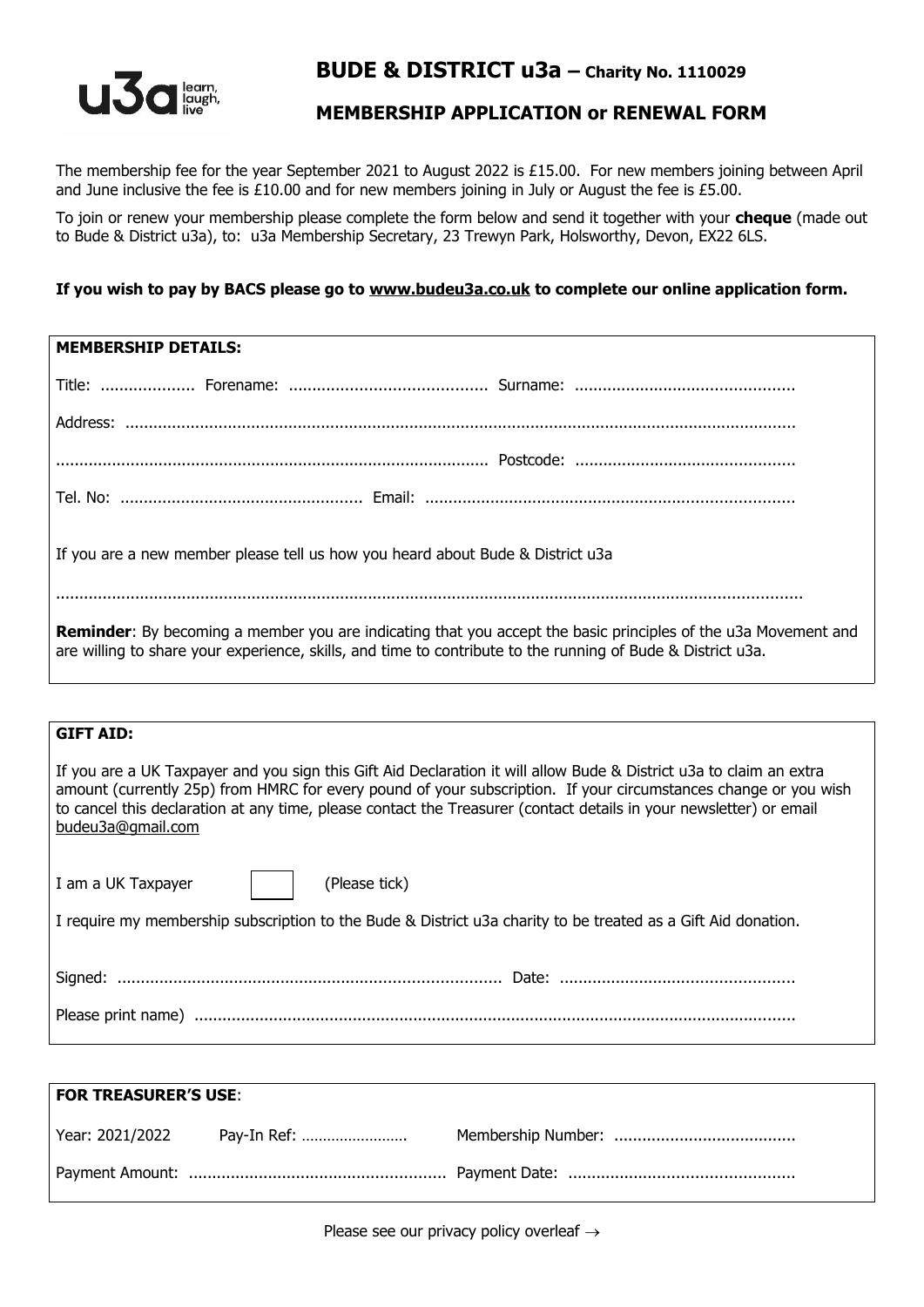# BUDE & DISTRICT u3a – Charity No. 1110029

## MEMBERSHIP APPLICATION or RENEWAL FORM

The membership fee for the year September 2021 to August 2022 is £15.00. For new members joining between April and June inclusive the fee is £10.00 and for new members joining in July or August the fee is £5.00.

To join or renew your membership please complete the form below and send it together with your **cheque** (made out to Bude & District u3a), to: u3a Membership Secretary, 23 Trewyn Park, Holsworthy, Devon, EX22 6LS.

**If you wish to pay by BACS please go to www.budeu3a.co.uk to complete our online application form.**

**MEMBERSHIP DETAILS:**

Title: .................... Forename: .......................................... Surname: ..............................................

Address: .............................................................................................................................................

.......................................................................................... Postcode: ..............................................

Tel. No: ................................................... Email: ..............................................................................

If you are a new member please tell us how you heard about Bude & District u3a

.............................................................................................................................................................

**Reminder**: By becoming a member you are indicating that you accept the basic principles of the u3a Movement and are willing to share your experience, skills, and time to contribute to the running of Bude & District u3a.

**GIFT AID:**

If you are a UK Taxpayer and you sign this Gift Aid Declaration it will allow Bude & District u3a to claim an extra amount (currently 25p) from HMRC for every pound of your subscription. If your circumstances change or you wish to cancel this declaration at any time, please contact the Treasurer (contact details in your newsletter) or email budeu3a@gmail.com

I am a UK Taxpayer ☐ (Please tick)

I require my membership subscription to the Bude & District u3a charity to be treated as a Gift Aid donation.

Signed: ................................................................................. Date: .................................................

Please print name) ...............................................................................................................................

**FOR TREASURER'S USE**:

Year: 2021/2022 Pay-In Ref: …………………… Membership Number: .......................................

Payment Amount: ...................................................... Payment Date: ................................................

Please see our privacy policy overleaf →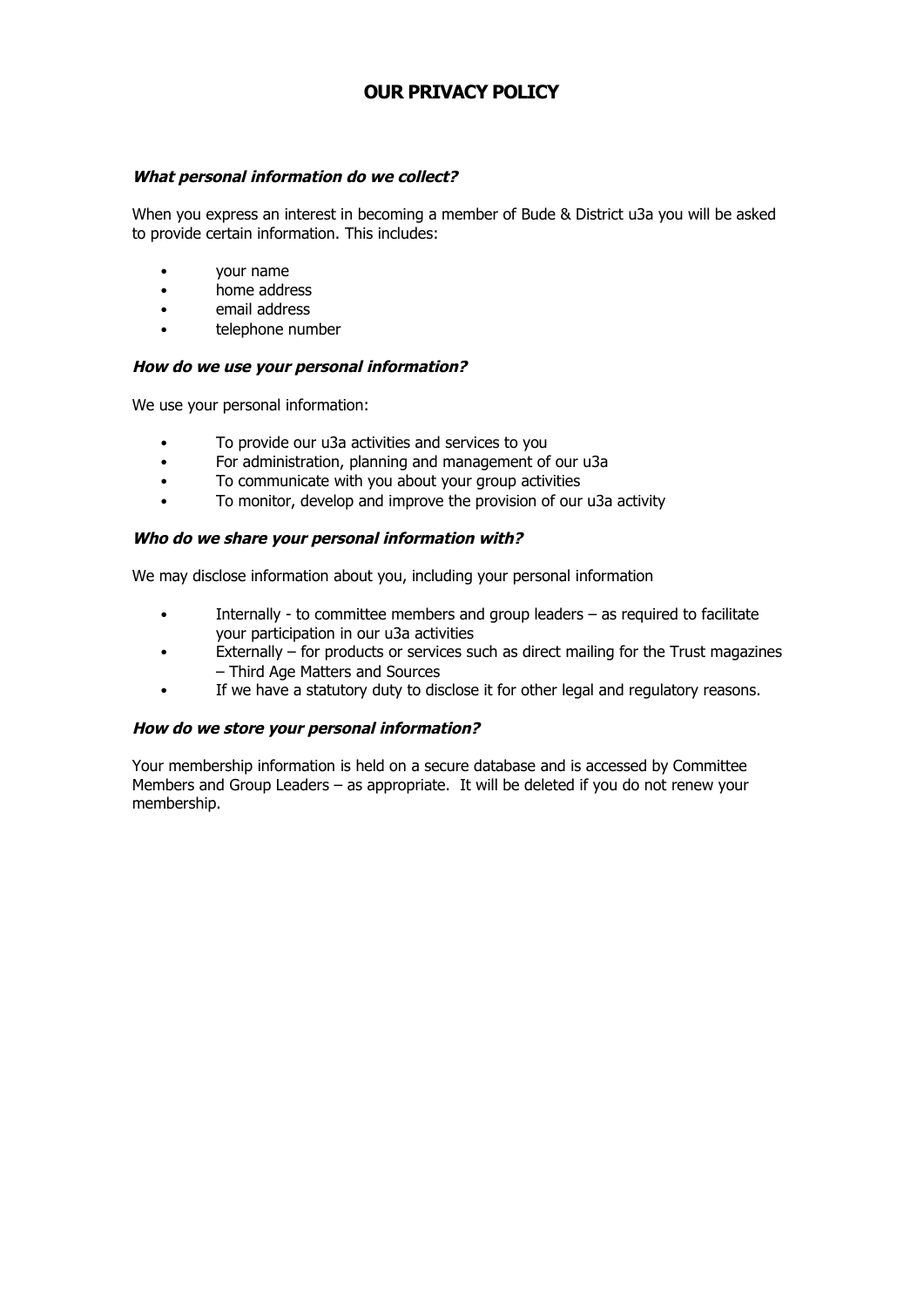# OUR PRIVACY POLICY

***What personal information do we collect?***

When you express an interest in becoming a member of Bude & District u3a you will be asked to provide certain information. This includes:

- your name
- home address
- email address
- telephone number

***How do we use your personal information?***

We use your personal information:

- To provide our u3a activities and services to you
- For administration, planning and management of our u3a
- To communicate with you about your group activities
- To monitor, develop and improve the provision of our u3a activity

***Who do we share your personal information with?***

We may disclose information about you, including your personal information

- Internally - to committee members and group leaders – as required to facilitate your participation in our u3a activities
- Externally – for products or services such as direct mailing for the Trust magazines – Third Age Matters and Sources
- If we have a statutory duty to disclose it for other legal and regulatory reasons.

***How do we store your personal information?***

Your membership information is held on a secure database and is accessed by Committee Members and Group Leaders – as appropriate. It will be deleted if you do not renew your membership.